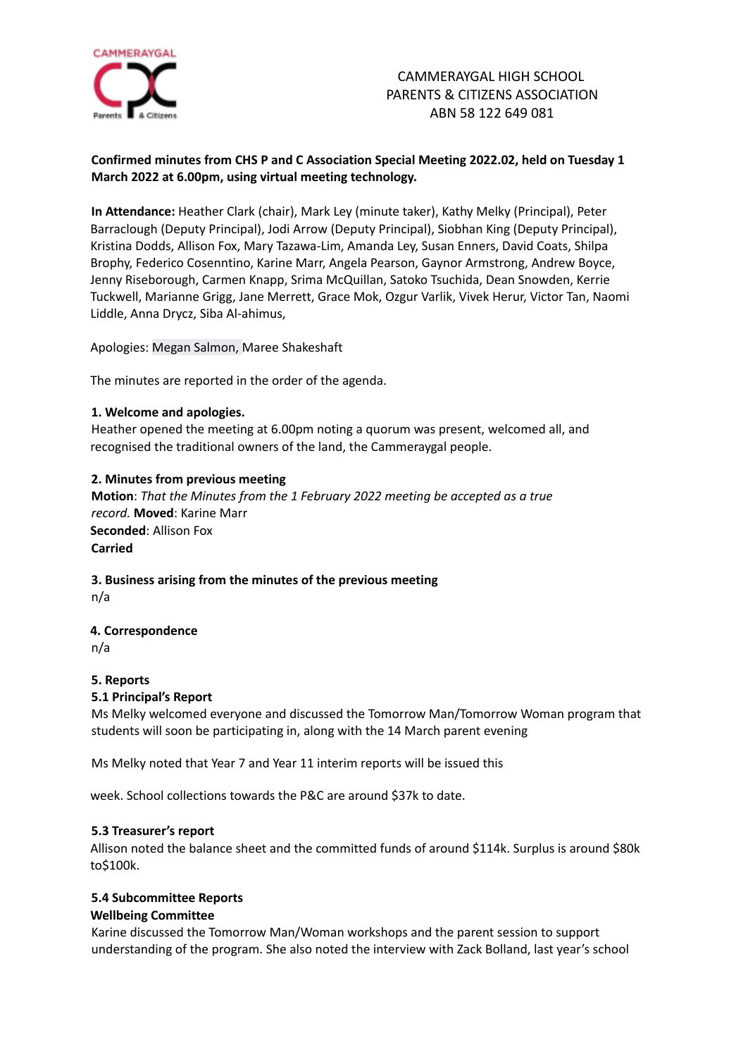CAMMERAYGAL HIGH SCHOOL
PARENTS & CITIZENS ASSOCIATION
ABN 58 122 649 081

**Confirmed minutes from CHS P and C Association Special Meeting 2022.02, held on Tuesday 1 March 2022 at 6.00pm, using virtual meeting technology.**

**In Attendance:** Heather Clark (chair), Mark Ley (minute taker), Kathy Melky (Principal), Peter Barraclough (Deputy Principal), Jodi Arrow (Deputy Principal), Siobhan King (Deputy Principal), Kristina Dodds, Allison Fox, Mary Tazawa-Lim, Amanda Ley, Susan Enners, David Coats, Shilpa Brophy, Federico Cosenntino, Karine Marr, Angela Pearson, Gaynor Armstrong, Andrew Boyce, Jenny Riseborough, Carmen Knapp, Srima McQuillan, Satoko Tsuchida, Dean Snowden, Kerrie Tuckwell, Marianne Grigg, Jane Merrett, Grace Mok, Ozgur Varlik, Vivek Herur, Victor Tan, Naomi Liddle, Anna Drycz, Siba Al-ahimus,

Apologies: Megan Salmon, Maree Shakeshaft

The minutes are reported in the order of the agenda.

**1. Welcome and apologies.**

Heather opened the meeting at 6.00pm noting a quorum was present, welcomed all, and recognised the traditional owners of the land, the Cammeraygal people.

**2. Minutes from previous meeting**

**Motion**: *That the Minutes from the 1 February 2022 meeting be accepted as a true record.* **Moved**: Karine Marr
**Seconded**: Allison Fox
**Carried**

**3. Business arising from the minutes of the previous meeting**

n/a

**4. Correspondence**

n/a

**5. Reports**

**5.1 Principal's Report**

Ms Melky welcomed everyone and discussed the Tomorrow Man/Tomorrow Woman program that students will soon be participating in, along with the 14 March parent evening

Ms Melky noted that Year 7 and Year 11 interim reports will be issued this

week. School collections towards the P&C are around $37k to date.

**5.3 Treasurer's report**

Allison noted the balance sheet and the committed funds of around $114k. Surplus is around $80k to$100k.

**5.4 Subcommittee Reports**

**Wellbeing Committee**

Karine discussed the Tomorrow Man/Woman workshops and the parent session to support understanding of the program. She also noted the interview with Zack Bolland, last year's school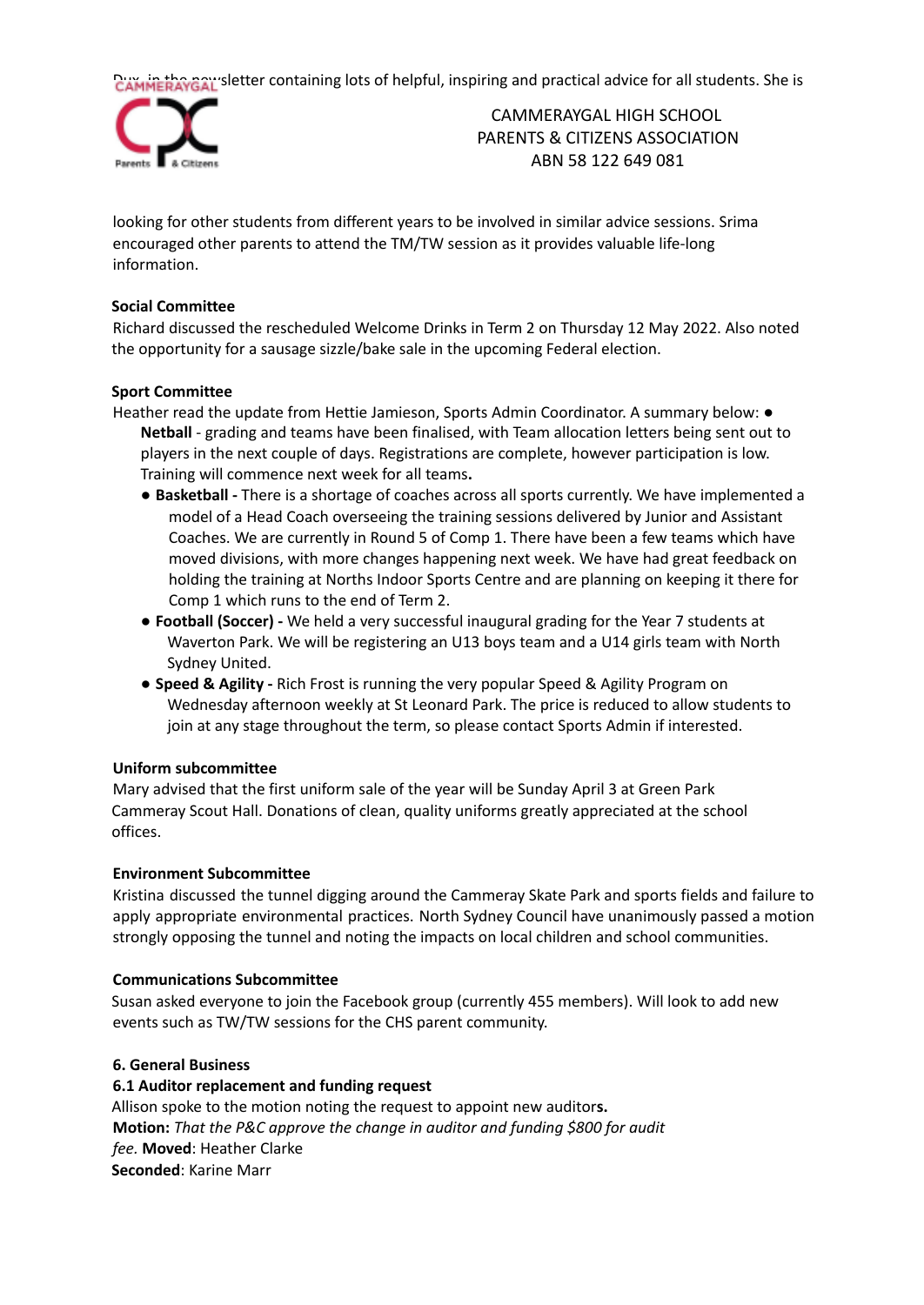Dux, in the newsletter containing lots of helpful, inspiring and practical advice for all students. She is

CAMMERAYGAL HIGH SCHOOL
PARENTS & CITIZENS ASSOCIATION
ABN 58 122 649 081

looking for other students from different years to be involved in similar advice sessions. Srima encouraged other parents to attend the TM/TW session as it provides valuable life-long information.

**Social Committee**

Richard discussed the rescheduled Welcome Drinks in Term 2 on Thursday 12 May 2022. Also noted the opportunity for a sausage sizzle/bake sale in the upcoming Federal election.

**Sport Committee**

Heather read the update from Hettie Jamieson, Sports Admin Coordinator. A summary below:

- **Netball** - grading and teams have been finalised, with Team allocation letters being sent out to players in the next couple of days. Registrations are complete, however participation is low. Training will commence next week for all teams**.**
- **Basketball -** There is a shortage of coaches across all sports currently. We have implemented a model of a Head Coach overseeing the training sessions delivered by Junior and Assistant Coaches. We are currently in Round 5 of Comp 1. There have been a few teams which have moved divisions, with more changes happening next week. We have had great feedback on holding the training at Norths Indoor Sports Centre and are planning on keeping it there for Comp 1 which runs to the end of Term 2.
- **Football (Soccer) -** We held a very successful inaugural grading for the Year 7 students at Waverton Park. We will be registering an U13 boys team and a U14 girls team with North Sydney United.
- **Speed & Agility -** Rich Frost is running the very popular Speed & Agility Program on Wednesday afternoon weekly at St Leonard Park. The price is reduced to allow students to join at any stage throughout the term, so please contact Sports Admin if interested.

**Uniform subcommittee**

Mary advised that the first uniform sale of the year will be Sunday April 3 at Green Park Cammeray Scout Hall. Donations of clean, quality uniforms greatly appreciated at the school offices.

**Environment Subcommittee**

Kristina discussed the tunnel digging around the Cammeray Skate Park and sports fields and failure to apply appropriate environmental practices. North Sydney Council have unanimously passed a motion strongly opposing the tunnel and noting the impacts on local children and school communities.

**Communications Subcommittee**

Susan asked everyone to join the Facebook group (currently 455 members). Will look to add new events such as TW/TW sessions for the CHS parent community.

**6. General Business**

**6.1 Auditor replacement and funding request**

Allison spoke to the motion noting the request to appoint new auditor**s.**

**Motion:** *That the P&C approve the change in auditor and funding $800 for audit fee.* **Moved**: Heather Clarke

**Seconded**: Karine Marr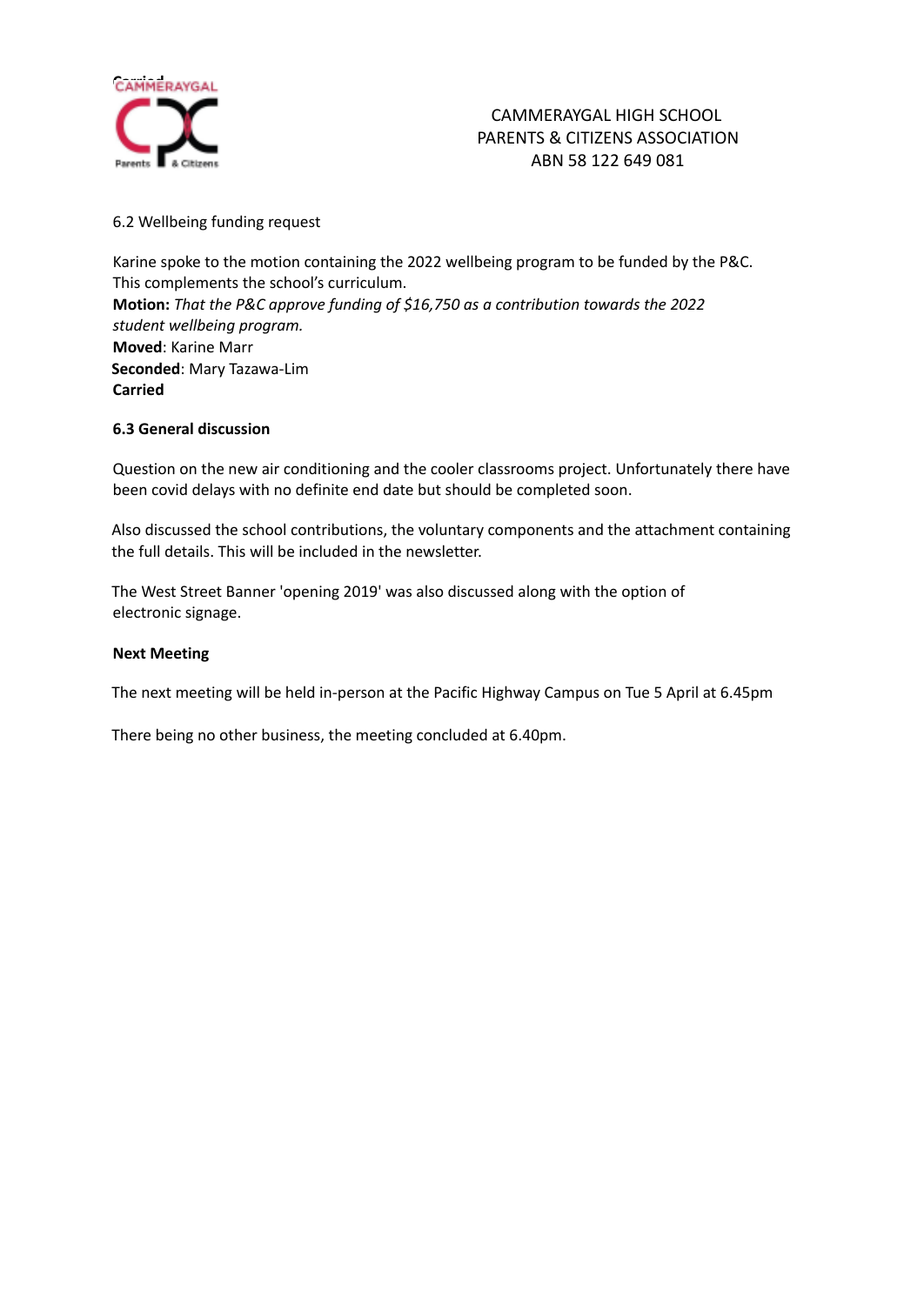6.2 Wellbeing funding request

Karine spoke to the motion containing the 2022 wellbeing program to be funded by the P&C. This complements the school's curriculum.
**Motion:** *That the P&C approve funding of $16,750 as a contribution towards the 2022 student wellbeing program.*
**Moved**: Karine Marr
**Seconded**: Mary Tazawa-Lim
**Carried**

**6.3 General discussion**

Question on the new air conditioning and the cooler classrooms project. Unfortunately there have been covid delays with no definite end date but should be completed soon.

Also discussed the school contributions, the voluntary components and the attachment containing the full details. This will be included in the newsletter.

The West Street Banner 'opening 2019' was also discussed along with the option of electronic signage.

**Next Meeting**

The next meeting will be held in-person at the Pacific Highway Campus on Tue 5 April at 6.45pm

There being no other business, the meeting concluded at 6.40pm.